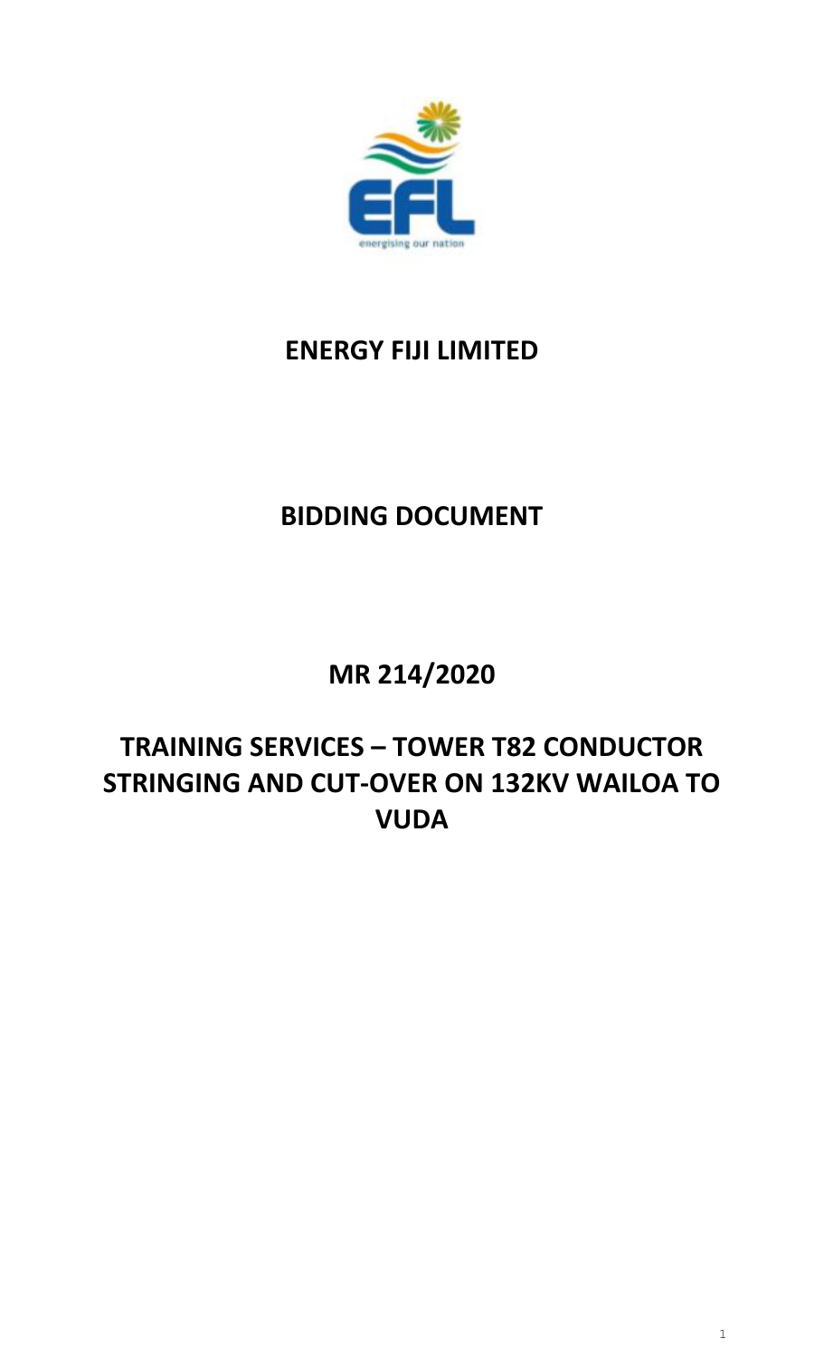# ENERGY FIJI LIMITED

## BIDDING DOCUMENT

## MR 214/2020

## TRAINING SERVICES – TOWER T82 CONDUCTOR STRINGING AND CUT-OVER ON 132KV WAILOA TO VUDA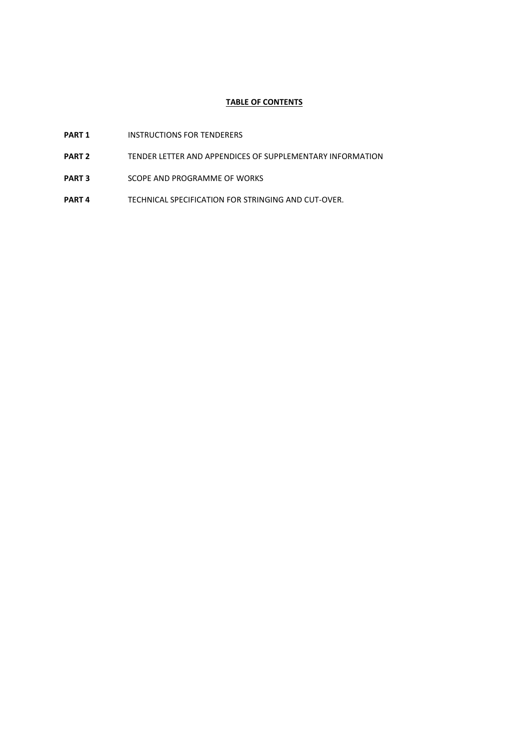# TABLE OF CONTENTS

| | |
|---|---|
| **PART 1** | INSTRUCTIONS FOR TENDERERS |
| **PART 2** | TENDER LETTER AND APPENDICES OF SUPPLEMENTARY INFORMATION |
| **PART 3** | SCOPE AND PROGRAMME OF WORKS |
| **PART 4** | TECHNICAL SPECIFICATION FOR STRINGING AND CUT-OVER. |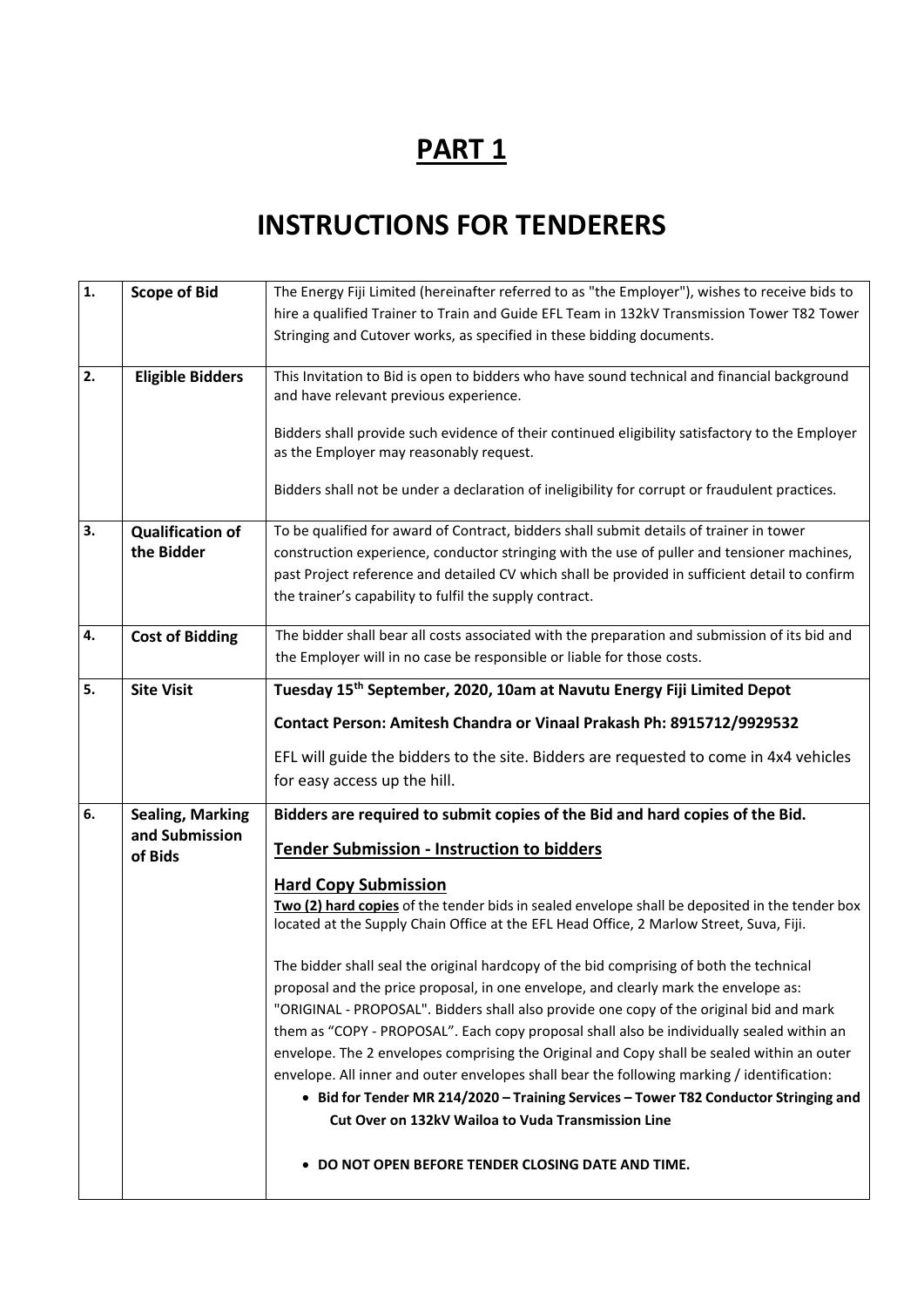# PART 1

# INSTRUCTIONS FOR TENDERERS

| | | |
|---|---|---|
| **1.** | **Scope of Bid** | The Energy Fiji Limited (hereinafter referred to as "the Employer"), wishes to receive bids to hire a qualified Trainer to Train and Guide EFL Team in 132kV Transmission Tower T82 Tower Stringing and Cutover works, as specified in these bidding documents. |
| **2.** | **Eligible Bidders** | This Invitation to Bid is open to bidders who have sound technical and financial background and have relevant previous experience.<br><br>Bidders shall provide such evidence of their continued eligibility satisfactory to the Employer as the Employer may reasonably request.<br><br>Bidders shall not be under a declaration of ineligibility for corrupt or fraudulent practices. |
| **3.** | **Qualification of the Bidder** | To be qualified for award of Contract, bidders shall submit details of trainer in tower construction experience, conductor stringing with the use of puller and tensioner machines, past Project reference and detailed CV which shall be provided in sufficient detail to confirm the trainer's capability to fulfil the supply contract. |
| **4.** | **Cost of Bidding** | The bidder shall bear all costs associated with the preparation and submission of its bid and the Employer will in no case be responsible or liable for those costs. |
| **5.** | **Site Visit** | **Tuesday 15th September, 2020, 10am at Navutu Energy Fiji Limited Depot**<br><br>**Contact Person: Amitesh Chandra or Vinaal Prakash Ph: 8915712/9929532**<br><br>EFL will guide the bidders to the site. Bidders are requested to come in 4x4 vehicles for easy access up the hill. |
| **6.** | **Sealing, Marking and Submission of Bids** | **Bidders are required to submit copies of the Bid and hard copies of the Bid.**<br><br>**<u>Tender Submission - Instruction to bidders</u>**<br><br>**<u>Hard Copy Submission</u>**<br>**<u>Two (2) hard copies</u>** of the tender bids in sealed envelope shall be deposited in the tender box located at the Supply Chain Office at the EFL Head Office, 2 Marlow Street, Suva, Fiji.<br><br>The bidder shall seal the original hardcopy of the bid comprising of both the technical proposal and the price proposal, in one envelope, and clearly mark the envelope as: "ORIGINAL - PROPOSAL". Bidders shall also provide one copy of the original bid and mark them as "COPY - PROPOSAL". Each copy proposal shall also be individually sealed within an envelope. The 2 envelopes comprising the Original and Copy shall be sealed within an outer envelope. All inner and outer envelopes shall bear the following marking / identification:<br>• **Bid for Tender MR 214/2020 – Training Services – Tower T82 Conductor Stringing and Cut Over on 132kV Wailoa to Vuda Transmission Line**<br><br>• **DO NOT OPEN BEFORE TENDER CLOSING DATE AND TIME.** |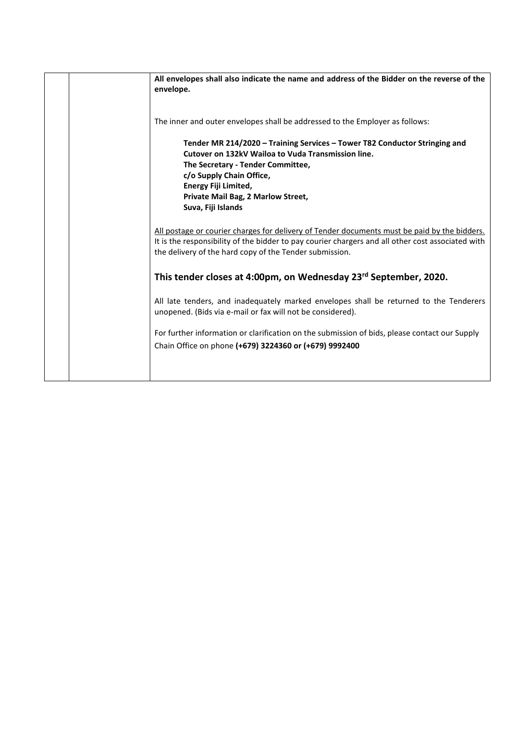| | | **All envelopes shall also indicate the name and address of the Bidder on the reverse of the envelope.**<br><br>The inner and outer envelopes shall be addressed to the Employer as follows:<br><br>**Tender MR 214/2020 – Training Services – Tower T82 Conductor Stringing and Cutover on 132kV Wailoa to Vuda Transmission line.**<br>**The Secretary - Tender Committee,**<br>**c/o Supply Chain Office,**<br>**Energy Fiji Limited,**<br>**Private Mail Bag, 2 Marlow Street,**<br>**Suva, Fiji Islands**<br><br><u>All postage or courier charges for delivery of Tender documents must be paid by the bidders.</u> It is the responsibility of the bidder to pay courier chargers and all other cost associated with the delivery of the hard copy of the Tender submission.<br><br>**This tender closes at 4:00pm, on Wednesday 23rd September, 2020.**<br><br>All late tenders, and inadequately marked envelopes shall be returned to the Tenderers unopened. (Bids via e-mail or fax will not be considered).<br><br>For further information or clarification on the submission of bids, please contact our Supply Chain Office on phone **(+679) 3224360 or (+679) 9992400** |
|---|---|---|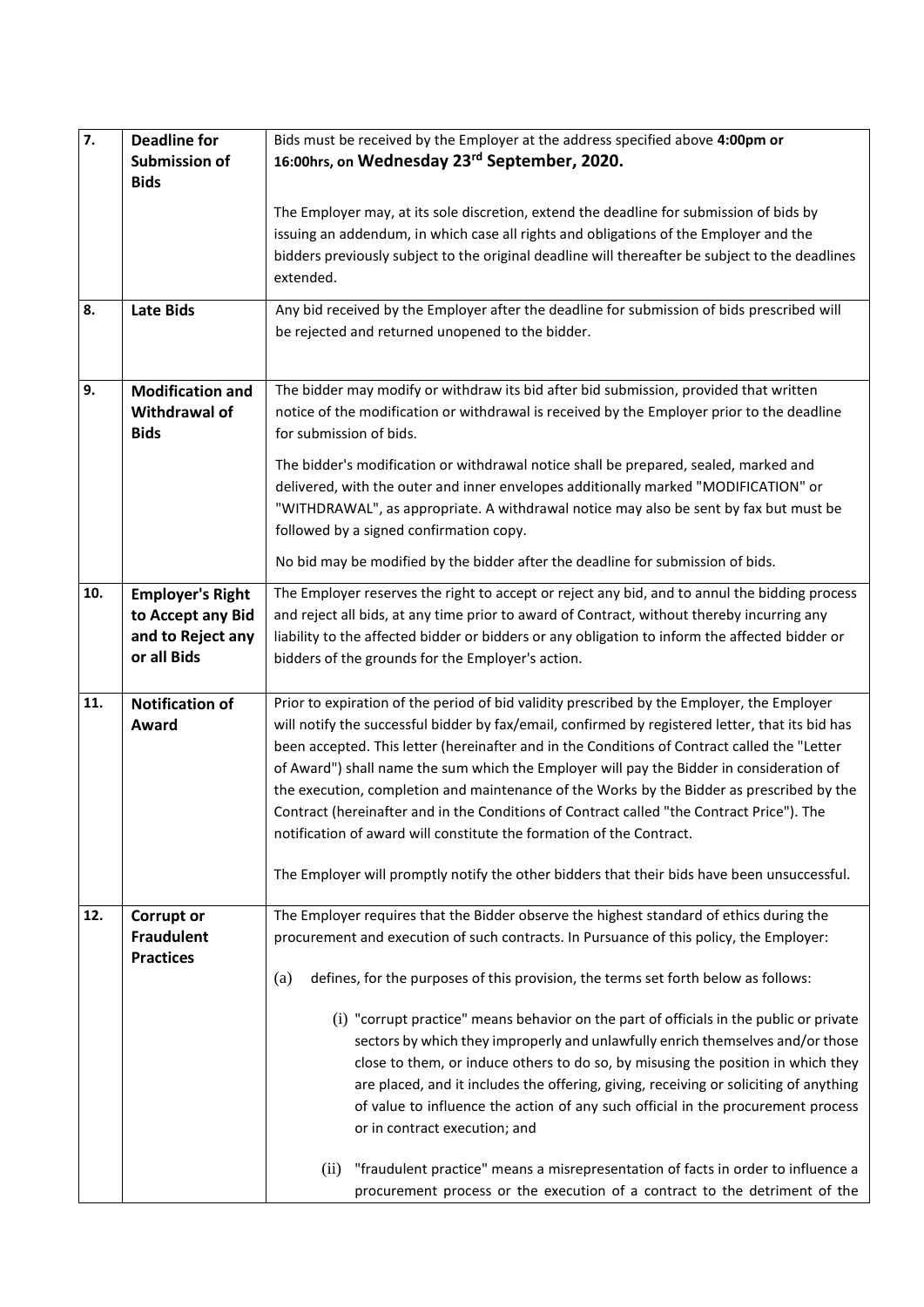| | | |
|---|---|---|
| **7.** | **Deadline for Submission of Bids** | Bids must be received by the Employer at the address specified above **4:00pm or 16:00hrs, on Wednesday 23rd September, 2020.**<br><br>The Employer may, at its sole discretion, extend the deadline for submission of bids by issuing an addendum, in which case all rights and obligations of the Employer and the bidders previously subject to the original deadline will thereafter be subject to the deadlines extended. |
| **8.** | **Late Bids** | Any bid received by the Employer after the deadline for submission of bids prescribed will be rejected and returned unopened to the bidder. |
| **9.** | **Modification and Withdrawal of Bids** | The bidder may modify or withdraw its bid after bid submission, provided that written notice of the modification or withdrawal is received by the Employer prior to the deadline for submission of bids.<br><br>The bidder's modification or withdrawal notice shall be prepared, sealed, marked and delivered, with the outer and inner envelopes additionally marked "MODIFICATION" or "WITHDRAWAL", as appropriate. A withdrawal notice may also be sent by fax but must be followed by a signed confirmation copy.<br><br>No bid may be modified by the bidder after the deadline for submission of bids. |
| **10.** | **Employer's Right to Accept any Bid and to Reject any or all Bids** | The Employer reserves the right to accept or reject any bid, and to annul the bidding process and reject all bids, at any time prior to award of Contract, without thereby incurring any liability to the affected bidder or bidders or any obligation to inform the affected bidder or bidders of the grounds for the Employer's action. |
| **11.** | **Notification of Award** | Prior to expiration of the period of bid validity prescribed by the Employer, the Employer will notify the successful bidder by fax/email, confirmed by registered letter, that its bid has been accepted. This letter (hereinafter and in the Conditions of Contract called the "Letter of Award") shall name the sum which the Employer will pay the Bidder in consideration of the execution, completion and maintenance of the Works by the Bidder as prescribed by the Contract (hereinafter and in the Conditions of Contract called "the Contract Price"). The notification of award will constitute the formation of the Contract.<br><br>The Employer will promptly notify the other bidders that their bids have been unsuccessful. |
| **12.** | **Corrupt or Fraudulent Practices** | The Employer requires that the Bidder observe the highest standard of ethics during the procurement and execution of such contracts. In Pursuance of this policy, the Employer:<br><br>(a) defines, for the purposes of this provision, the terms set forth below as follows:<br><br>(i) "corrupt practice" means behavior on the part of officials in the public or private sectors by which they improperly and unlawfully enrich themselves and/or those close to them, or induce others to do so, by misusing the position in which they are placed, and it includes the offering, giving, receiving or soliciting of anything of value to influence the action of any such official in the procurement process or in contract execution; and<br><br>(ii) "fraudulent practice" means a misrepresentation of facts in order to influence a procurement process or the execution of a contract to the detriment of the |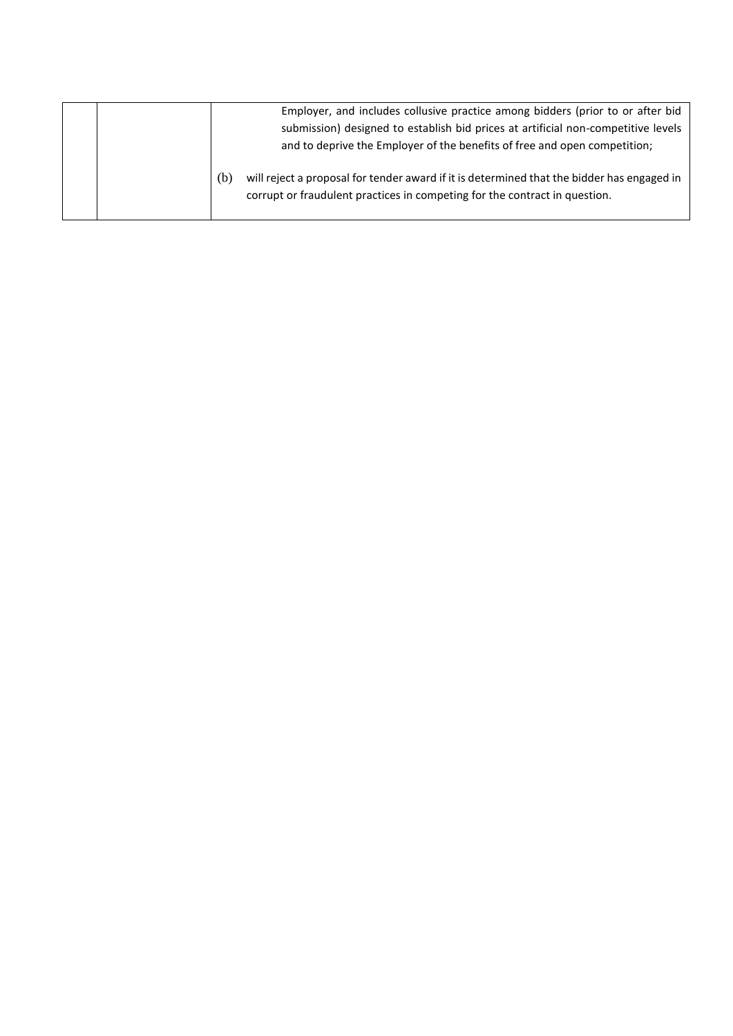| | | |
|---|---|---|
| | | Employer, and includes collusive practice among bidders (prior to or after bid submission) designed to establish bid prices at artificial non-competitive levels and to deprive the Employer of the benefits of free and open competition;<br><br>(b) will reject a proposal for tender award if it is determined that the bidder has engaged in corrupt or fraudulent practices in competing for the contract in question. |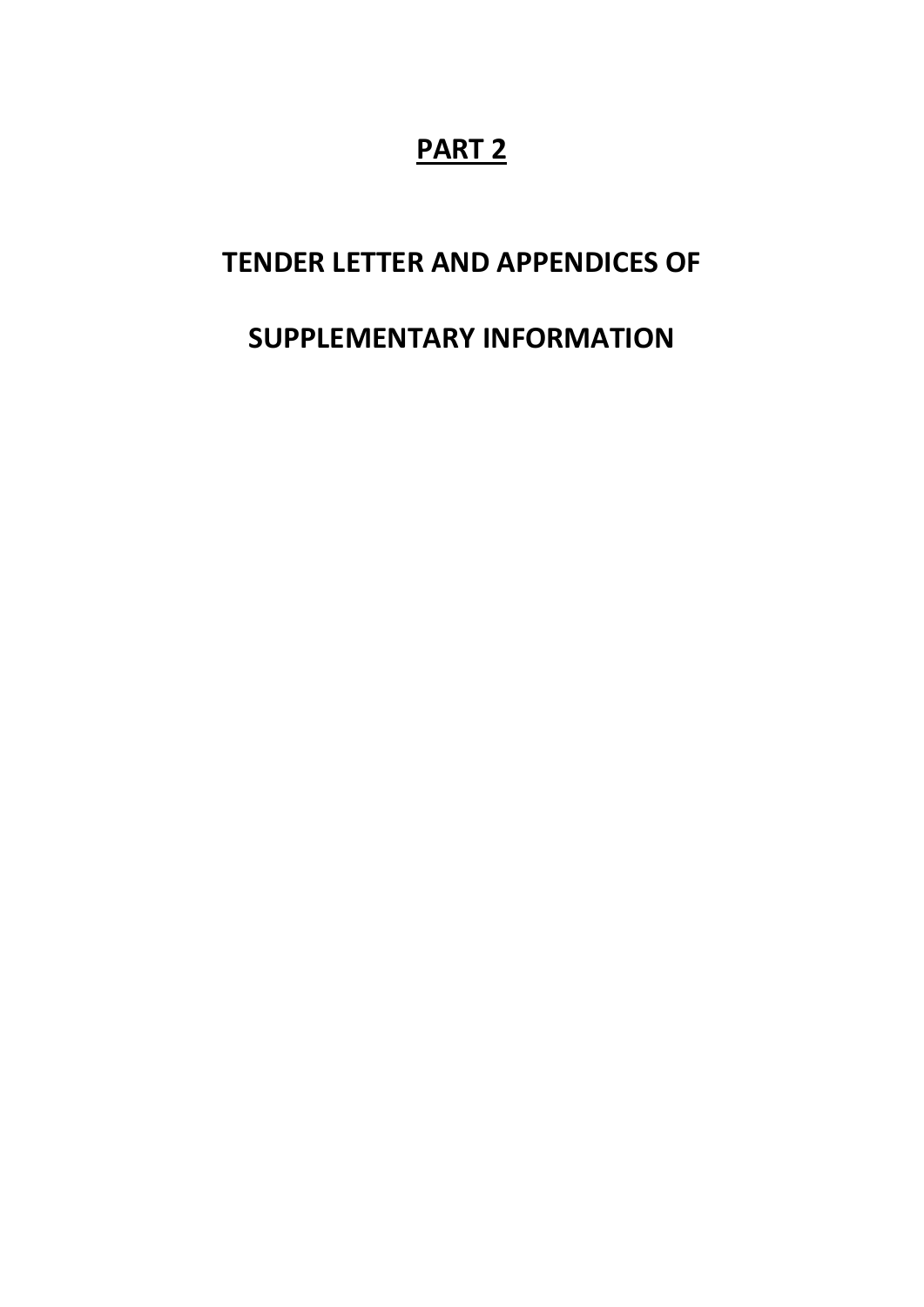# PART 2

## TENDER LETTER AND APPENDICES OF

## SUPPLEMENTARY INFORMATION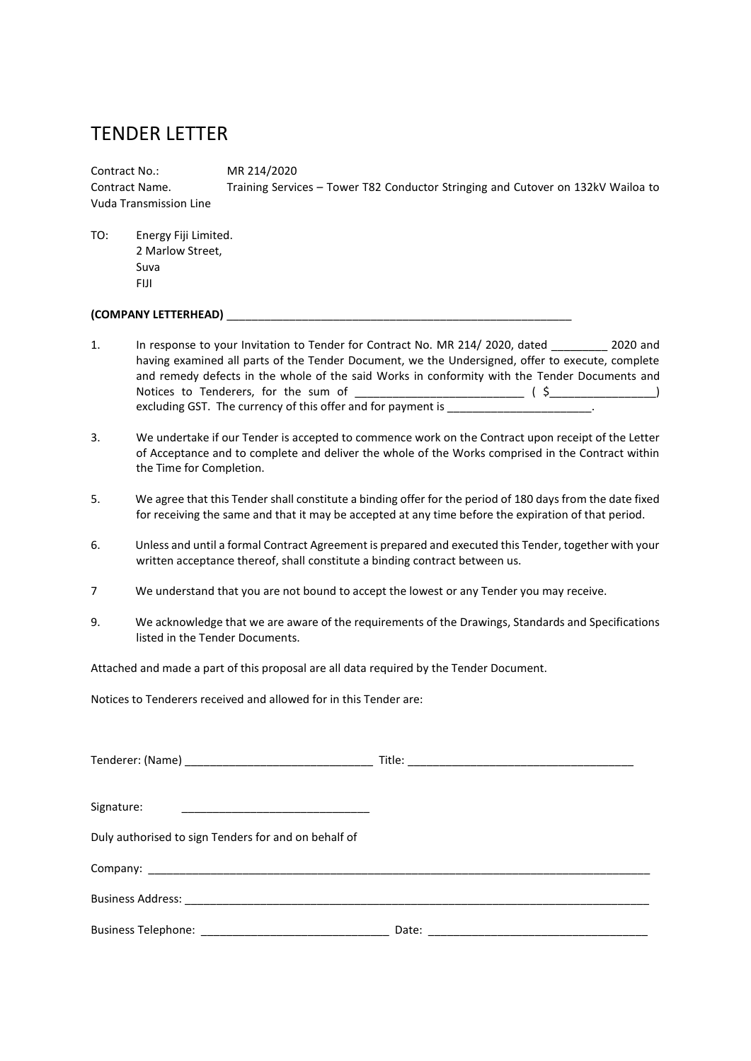# TENDER LETTER

Contract No.: MR 214/2020
Contract Name. Training Services – Tower T82 Conductor Stringing and Cutover on 132kV Wailoa to Vuda Transmission Line

TO: Energy Fiji Limited.
2 Marlow Street,
Suva
FIJI

**(COMPANY LETTERHEAD)** ________________________________________________________

1. In response to your Invitation to Tender for Contract No. MR 214/ 2020, dated _________ 2020 and having examined all parts of the Tender Document, we the Undersigned, offer to execute, complete and remedy defects in the whole of the said Works in conformity with the Tender Documents and Notices to Tenderers, for the sum of __________________________ ( $_________________) excluding GST. The currency of this offer and for payment is ______________________.

3. We undertake if our Tender is accepted to commence work on the Contract upon receipt of the Letter of Acceptance and to complete and deliver the whole of the Works comprised in the Contract within the Time for Completion.

5. We agree that this Tender shall constitute a binding offer for the period of 180 days from the date fixed for receiving the same and that it may be accepted at any time before the expiration of that period.

6. Unless and until a formal Contract Agreement is prepared and executed this Tender, together with your written acceptance thereof, shall constitute a binding contract between us.

7 We understand that you are not bound to accept the lowest or any Tender you may receive.

9. We acknowledge that we are aware of the requirements of the Drawings, Standards and Specifications listed in the Tender Documents.

Attached and made a part of this proposal are all data required by the Tender Document.

Notices to Tenderers received and allowed for in this Tender are:

Tenderer: (Name) ______________________________ Title: ____________________________________

Signature: ______________________________

Duly authorised to sign Tenders for and on behalf of

Company: ____________________________________________________________________________________

Business Address: ______________________________________________________________________________

Business Telephone: ______________________________ Date: ___________________________________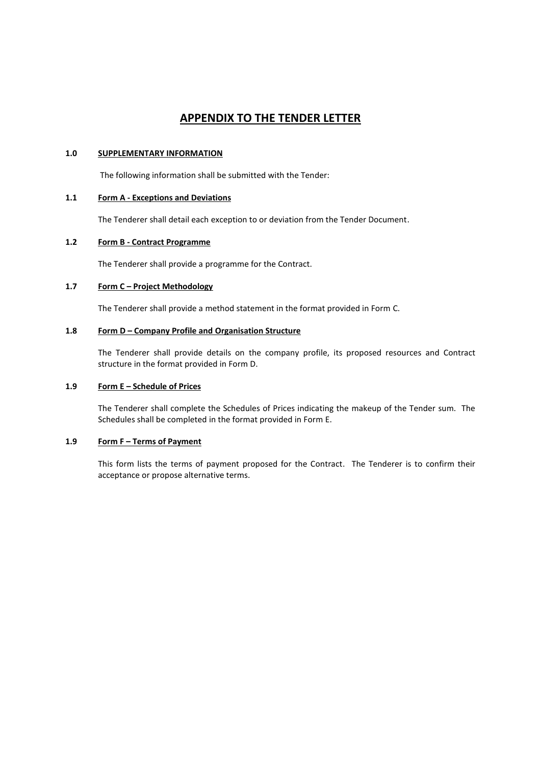# APPENDIX TO THE TENDER LETTER

## 1.0 SUPPLEMENTARY INFORMATION

The following information shall be submitted with the Tender:

### 1.1 Form A - Exceptions and Deviations

The Tenderer shall detail each exception to or deviation from the Tender Document.

### 1.2 Form B - Contract Programme

The Tenderer shall provide a programme for the Contract.

### 1.7 Form C – Project Methodology

The Tenderer shall provide a method statement in the format provided in Form C.

### 1.8 Form D – Company Profile and Organisation Structure

The Tenderer shall provide details on the company profile, its proposed resources and Contract structure in the format provided in Form D.

### 1.9 Form E – Schedule of Prices

The Tenderer shall complete the Schedules of Prices indicating the makeup of the Tender sum. The Schedules shall be completed in the format provided in Form E.

### 1.9 Form F – Terms of Payment

This form lists the terms of payment proposed for the Contract. The Tenderer is to confirm their acceptance or propose alternative terms.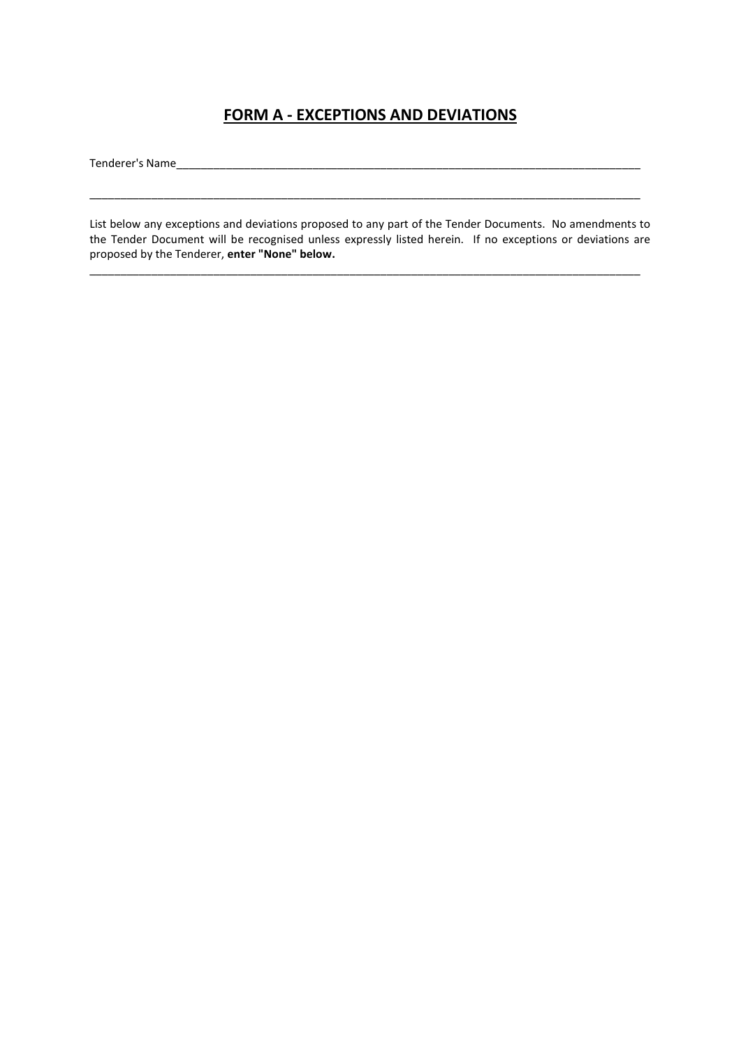# FORM A - EXCEPTIONS AND DEVIATIONS

Tenderer's Name_______________________________________________________________________________

_____________________________________________________________________________________________

List below any exceptions and deviations proposed to any part of the Tender Documents. No amendments to the Tender Document will be recognised unless expressly listed herein. If no exceptions or deviations are proposed by the Tenderer, **enter "None" below.**

_____________________________________________________________________________________________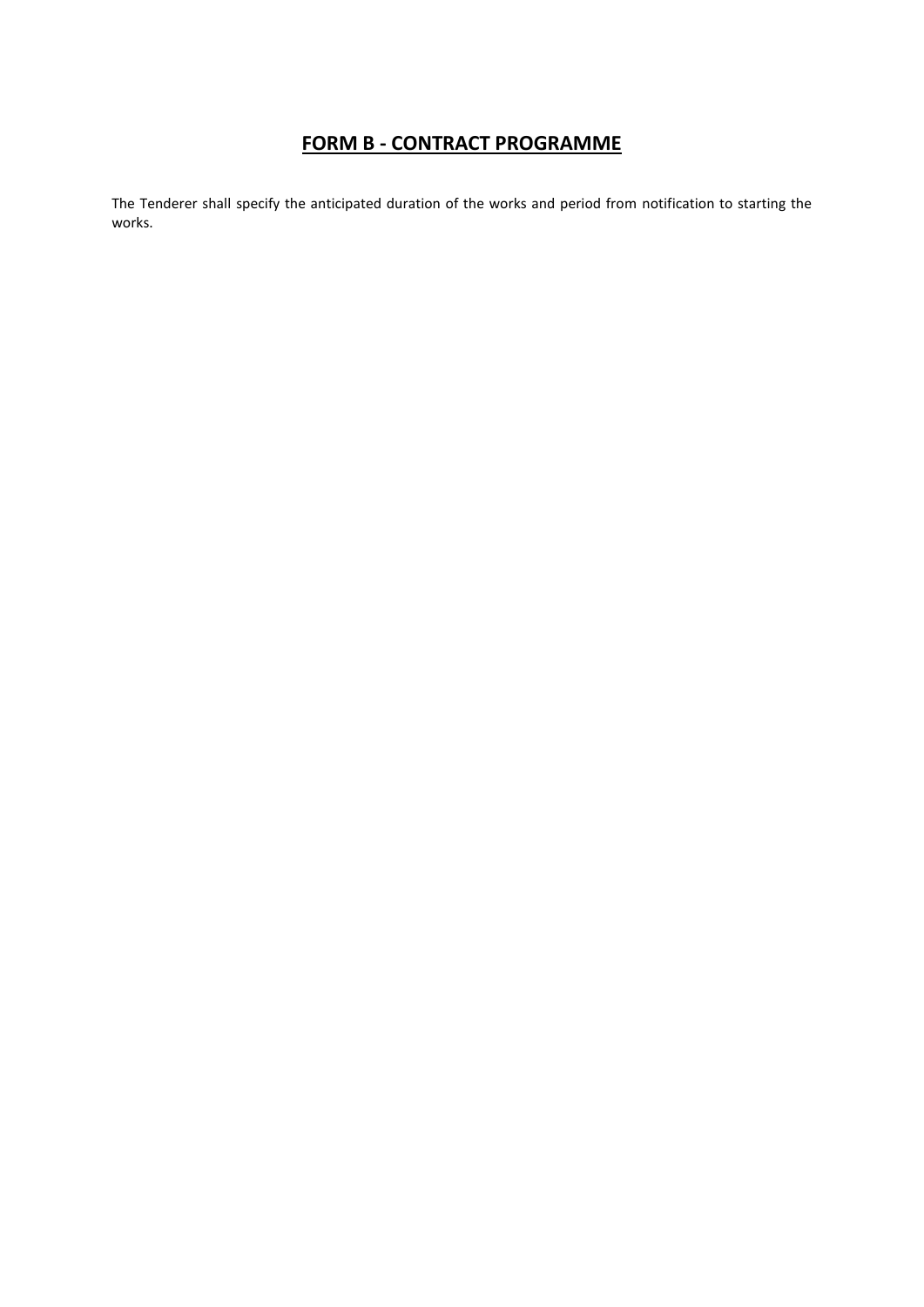# FORM B - CONTRACT PROGRAMME

The Tenderer shall specify the anticipated duration of the works and period from notification to starting the works.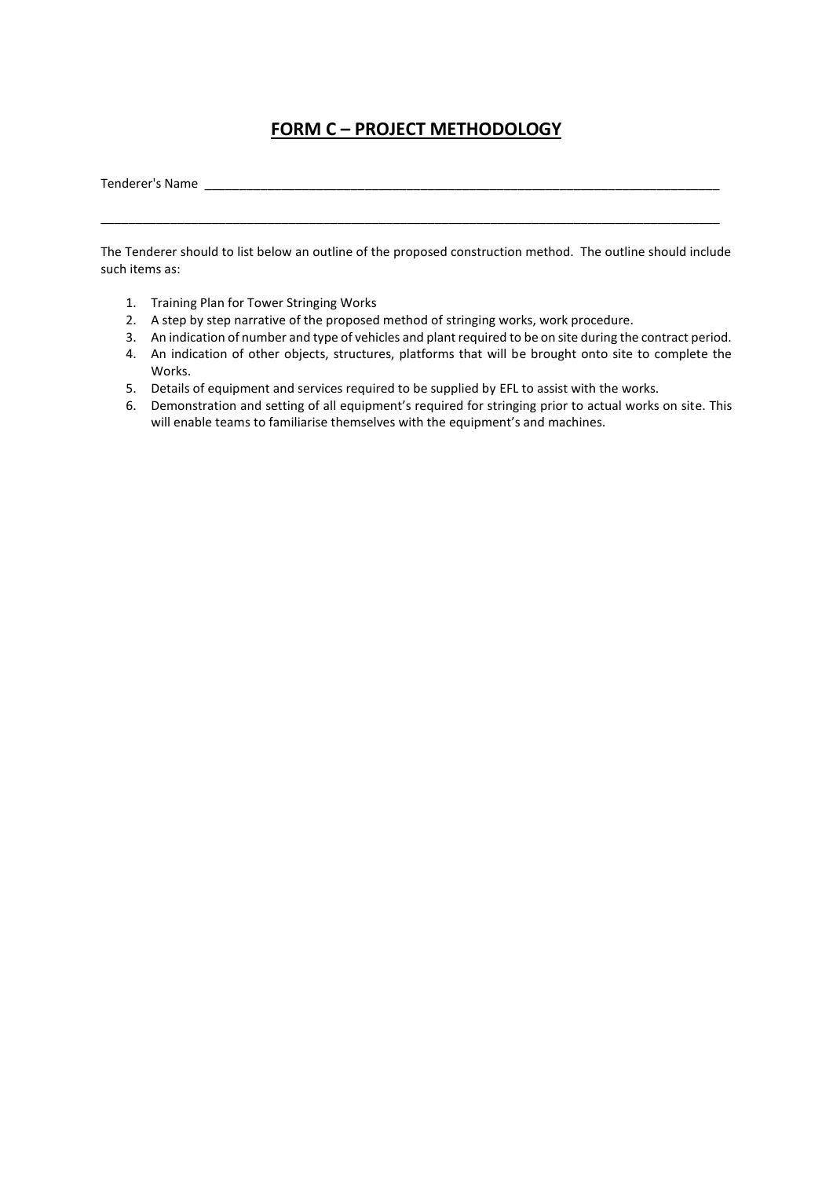# **FORM C – PROJECT METHODOLOGY**

Tenderer's Name ______________________________________________________________________________

_____________________________________________________________________________________________

The Tenderer should to list below an outline of the proposed construction method. The outline should include such items as:

1. Training Plan for Tower Stringing Works
2. A step by step narrative of the proposed method of stringing works, work procedure.
3. An indication of number and type of vehicles and plant required to be on site during the contract period.
4. An indication of other objects, structures, platforms that will be brought onto site to complete the Works.
5. Details of equipment and services required to be supplied by EFL to assist with the works.
6. Demonstration and setting of all equipment's required for stringing prior to actual works on site. This will enable teams to familiarise themselves with the equipment's and machines.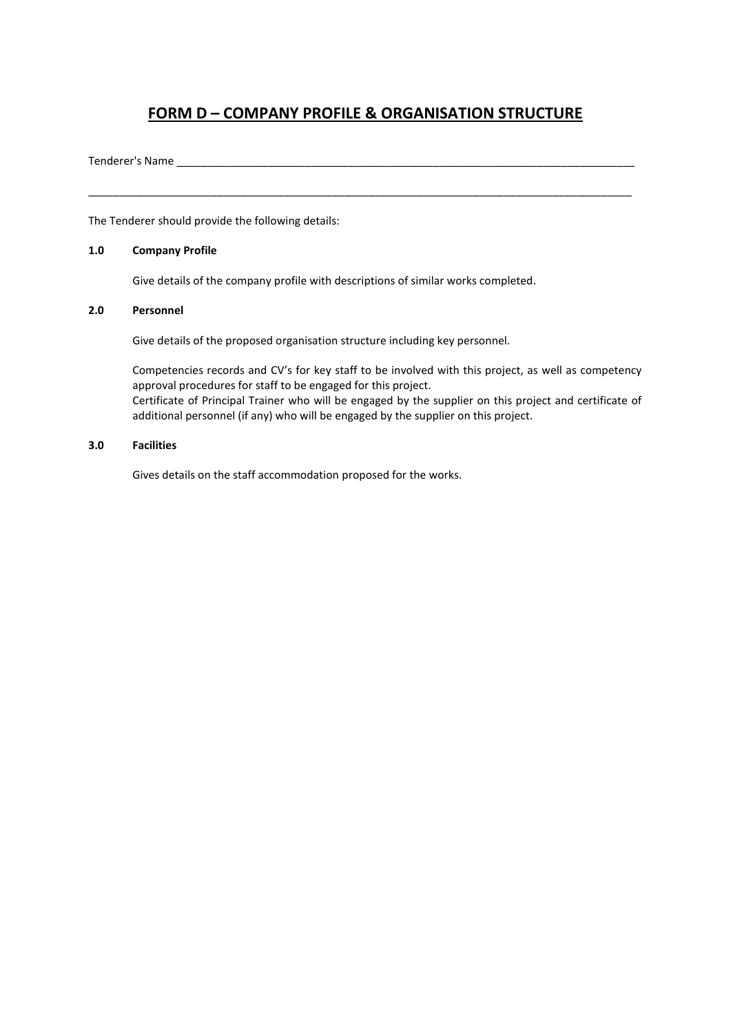# FORM D – COMPANY PROFILE & ORGANISATION STRUCTURE

Tenderer's Name ______________________________________________________________________________

______________________________________________________________________________________________

The Tenderer should provide the following details:

**1.0 Company Profile**

Give details of the company profile with descriptions of similar works completed.

**2.0 Personnel**

Give details of the proposed organisation structure including key personnel.

Competencies records and CV's for key staff to be involved with this project, as well as competency approval procedures for staff to be engaged for this project.
Certificate of Principal Trainer who will be engaged by the supplier on this project and certificate of additional personnel (if any) who will be engaged by the supplier on this project.

**3.0 Facilities**

Gives details on the staff accommodation proposed for the works.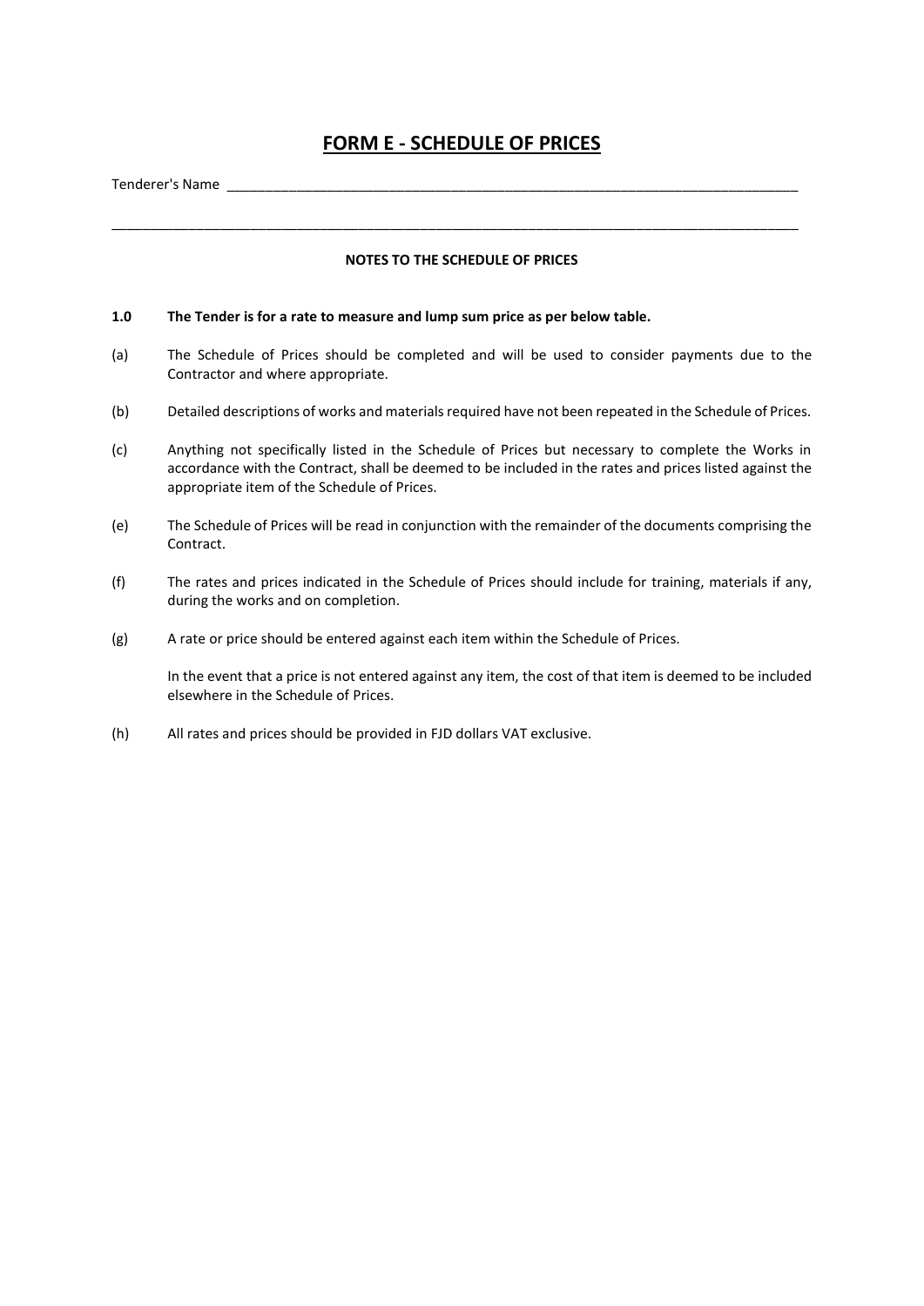# FORM E - SCHEDULE OF PRICES

Tenderer's Name ______________________________________________________________________________

______________________________________________________________________________________________

**NOTES TO THE SCHEDULE OF PRICES**

**1.0 The Tender is for a rate to measure and lump sum price as per below table.**

(a) The Schedule of Prices should be completed and will be used to consider payments due to the Contractor and where appropriate.

(b) Detailed descriptions of works and materials required have not been repeated in the Schedule of Prices.

(c) Anything not specifically listed in the Schedule of Prices but necessary to complete the Works in accordance with the Contract, shall be deemed to be included in the rates and prices listed against the appropriate item of the Schedule of Prices.

(e) The Schedule of Prices will be read in conjunction with the remainder of the documents comprising the Contract.

(f) The rates and prices indicated in the Schedule of Prices should include for training, materials if any, during the works and on completion.

(g) A rate or price should be entered against each item within the Schedule of Prices.

In the event that a price is not entered against any item, the cost of that item is deemed to be included elsewhere in the Schedule of Prices.

(h) All rates and prices should be provided in FJD dollars VAT exclusive.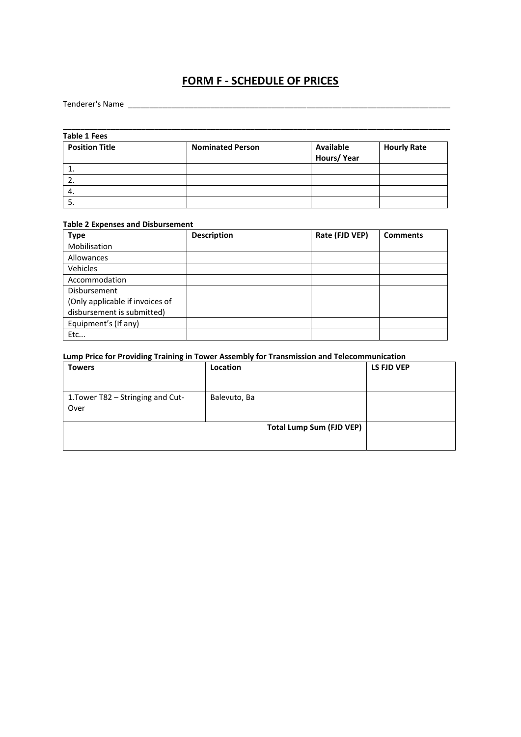# FORM F - SCHEDULE OF PRICES

Tenderer's Name ________________________________________________________________________

________________________________________________________________________________________

**Table 1 Fees**

| Position Title | Nominated Person | Available Hours/ Year | Hourly Rate |
|---|---|---|---|
| 1. | | | |
| 2. | | | |
| 4. | | | |
| 5. | | | |

**Table 2 Expenses and Disbursement**

| Type | Description | Rate (FJD VEP) | Comments |
|---|---|---|---|
| Mobilisation | | | |
| Allowances | | | |
| Vehicles | | | |
| Accommodation | | | |
| Disbursement (Only applicable if invoices of disbursement is submitted) | | | |
| Equipment's (If any) | | | |
| Etc... | | | |

**Lump Price for Providing Training in Tower Assembly for Transmission and Telecommunication**

| Towers | Location | LS FJD VEP |
|---|---|---|
| 1.Tower T82 – Stringing and Cut-Over | Balevuto, Ba | |
| | **Total Lump Sum (FJD VEP)** | |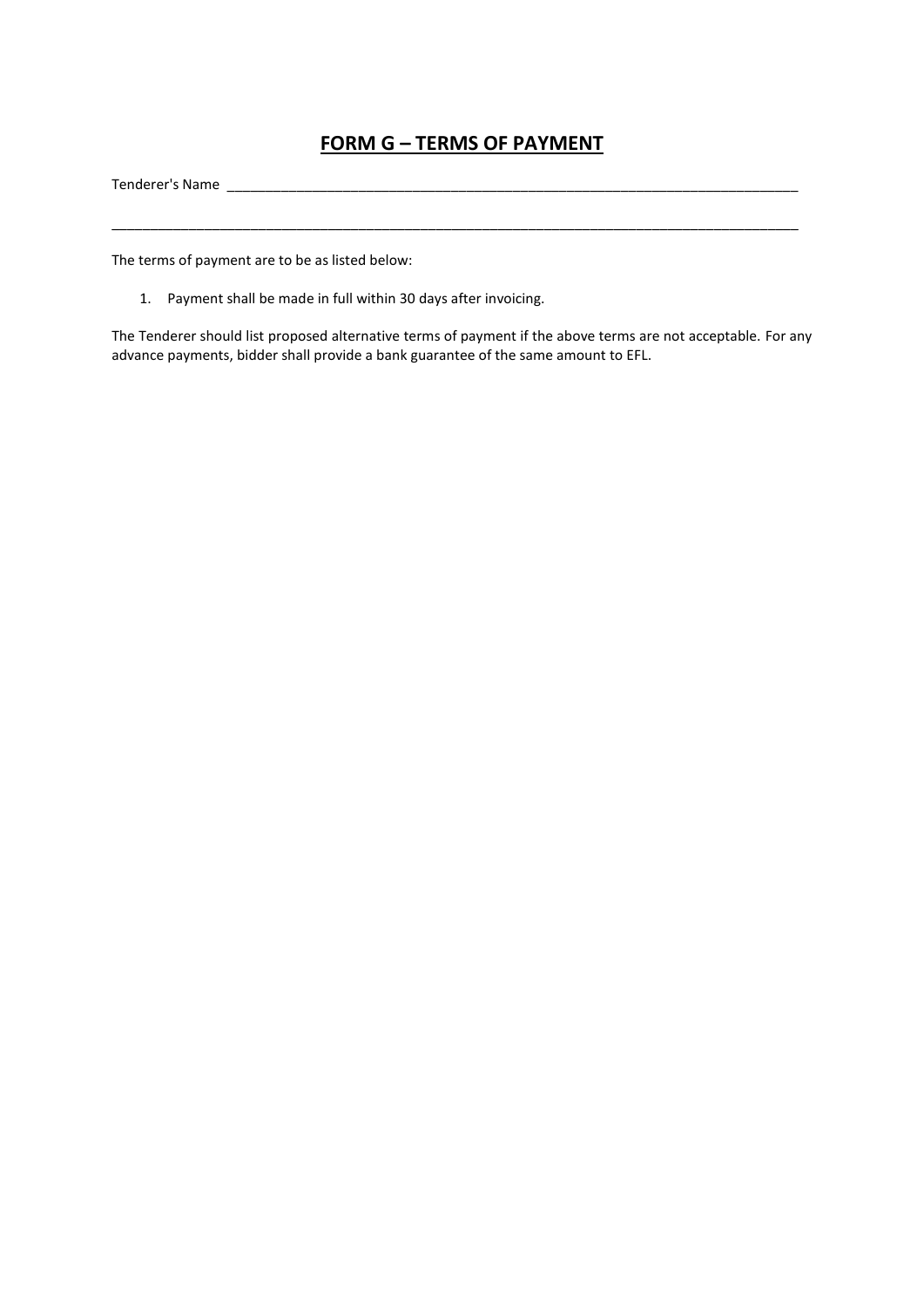# FORM G – TERMS OF PAYMENT

Tenderer's Name ___________________________________________________________________________

_____________________________________________________________________________________________

The terms of payment are to be as listed below:

1. Payment shall be made in full within 30 days after invoicing.

The Tenderer should list proposed alternative terms of payment if the above terms are not acceptable. For any advance payments, bidder shall provide a bank guarantee of the same amount to EFL.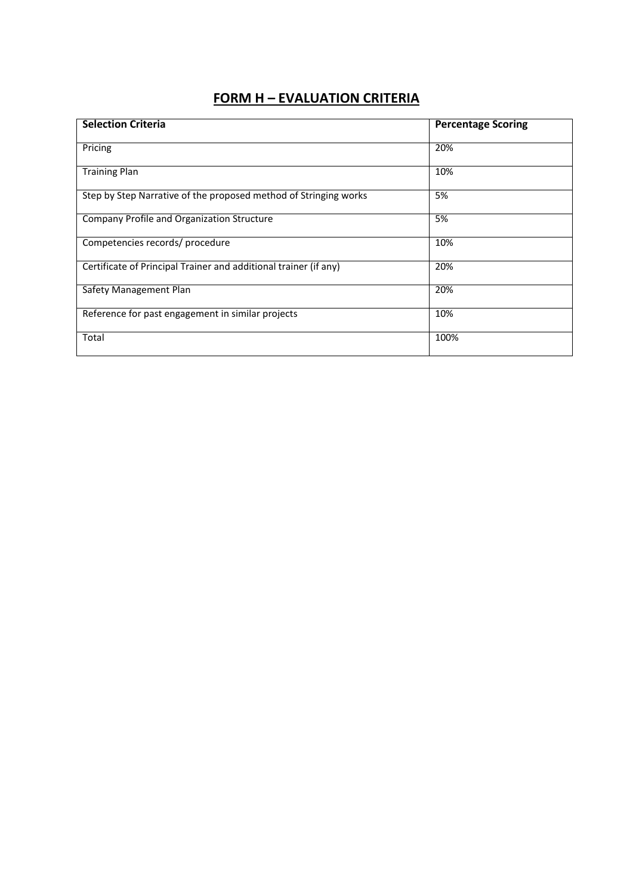## FORM H – EVALUATION CRITERIA

| Selection Criteria | Percentage Scoring |
|---|---|
| Pricing | 20% |
| Training Plan | 10% |
| Step by Step Narrative of the proposed method of Stringing works | 5% |
| Company Profile and Organization Structure | 5% |
| Competencies records/ procedure | 10% |
| Certificate of Principal Trainer and additional trainer (if any) | 20% |
| Safety Management Plan | 20% |
| Reference for past engagement in similar projects | 10% |
| Total | 100% |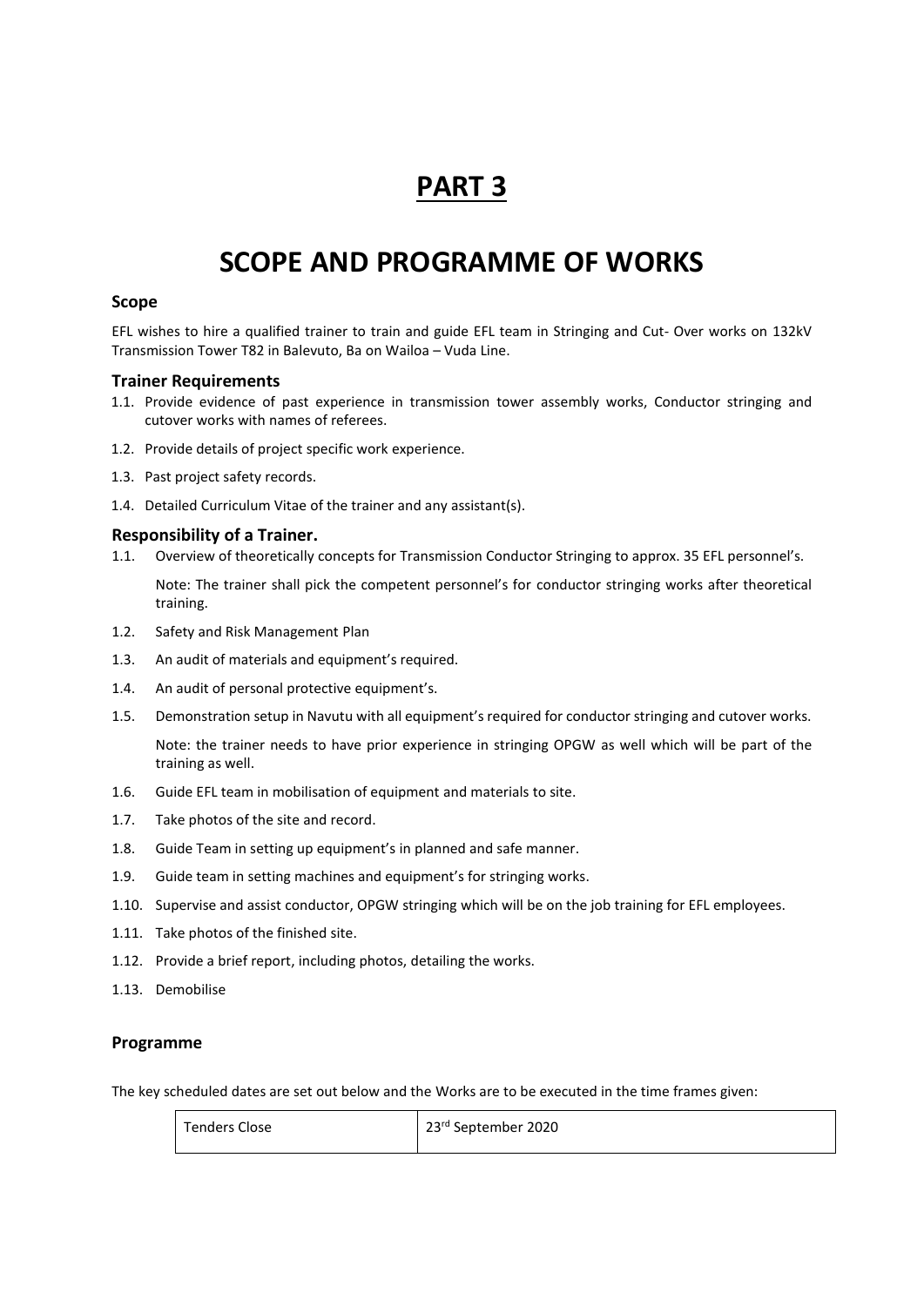# PART 3

# SCOPE AND PROGRAMME OF WORKS

### Scope

EFL wishes to hire a qualified trainer to train and guide EFL team in Stringing and Cut- Over works on 132kV Transmission Tower T82 in Balevuto, Ba on Wailoa – Vuda Line.

### Trainer Requirements

1.1. Provide evidence of past experience in transmission tower assembly works, Conductor stringing and cutover works with names of referees.

1.2. Provide details of project specific work experience.

1.3. Past project safety records.

1.4. Detailed Curriculum Vitae of the trainer and any assistant(s).

### Responsibility of a Trainer.

1.1. Overview of theoretically concepts for Transmission Conductor Stringing to approx. 35 EFL personnel's.

Note: The trainer shall pick the competent personnel's for conductor stringing works after theoretical training.

1.2. Safety and Risk Management Plan

1.3. An audit of materials and equipment's required.

1.4. An audit of personal protective equipment's.

1.5. Demonstration setup in Navutu with all equipment's required for conductor stringing and cutover works.

Note: the trainer needs to have prior experience in stringing OPGW as well which will be part of the training as well.

1.6. Guide EFL team in mobilisation of equipment and materials to site.

1.7. Take photos of the site and record.

1.8. Guide Team in setting up equipment's in planned and safe manner.

1.9. Guide team in setting machines and equipment's for stringing works.

1.10. Supervise and assist conductor, OPGW stringing which will be on the job training for EFL employees.

1.11. Take photos of the finished site.

1.12. Provide a brief report, including photos, detailing the works.

1.13. Demobilise

### Programme

The key scheduled dates are set out below and the Works are to be executed in the time frames given:

| Tenders Close | 23rd September 2020 |
|---|---|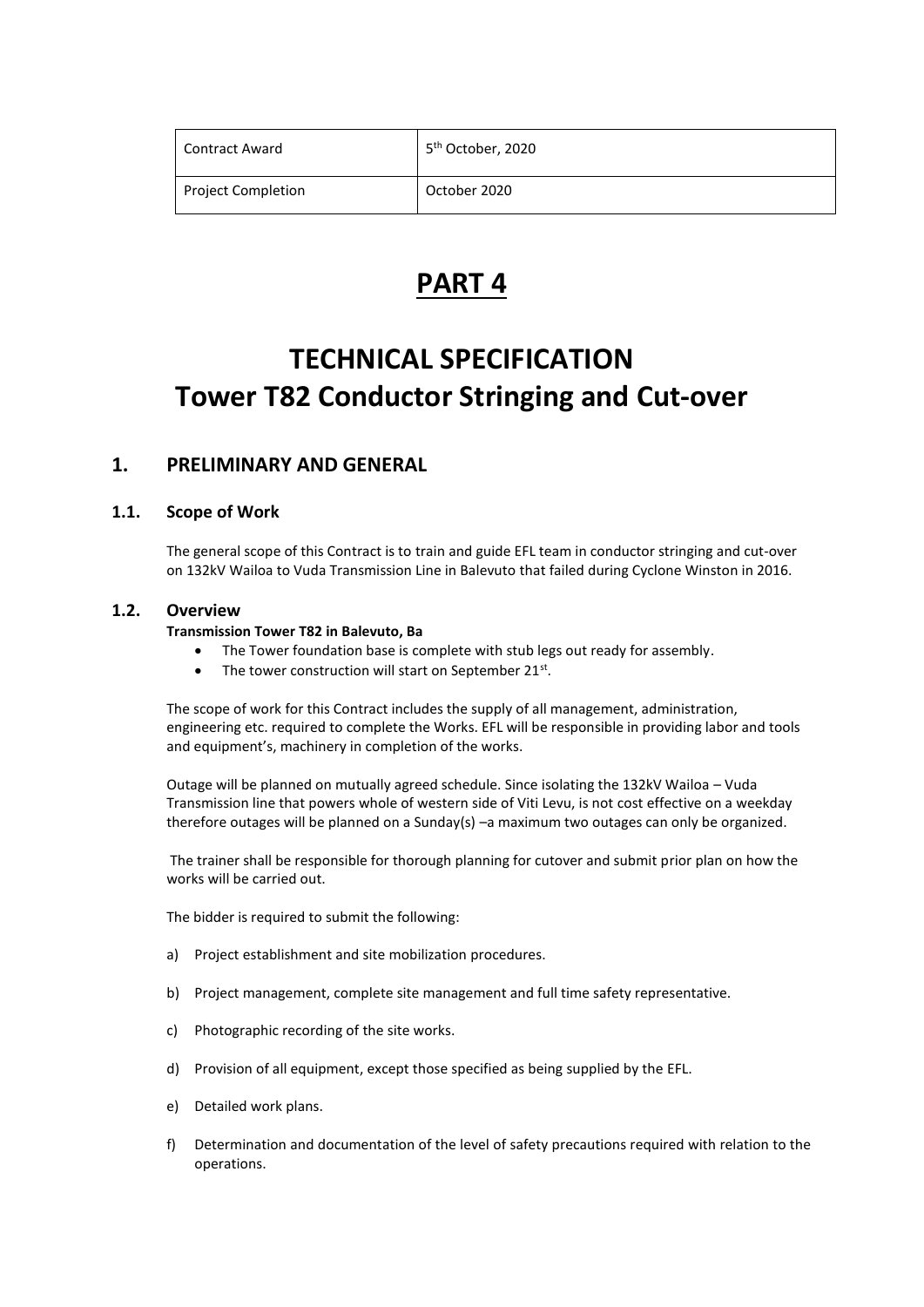| Contract Award | 5th October, 2020 |
| --- | --- |
| Project Completion | October 2020 |

# PART 4

# TECHNICAL SPECIFICATION
# Tower T82 Conductor Stringing and Cut-over

## 1. PRELIMINARY AND GENERAL

### 1.1. Scope of Work

The general scope of this Contract is to train and guide EFL team in conductor stringing and cut-over on 132kV Wailoa to Vuda Transmission Line in Balevuto that failed during Cyclone Winston in 2016.

### 1.2. Overview

**Transmission Tower T82 in Balevuto, Ba**

- The Tower foundation base is complete with stub legs out ready for assembly.
- The tower construction will start on September 21st.

The scope of work for this Contract includes the supply of all management, administration, engineering etc. required to complete the Works. EFL will be responsible in providing labor and tools and equipment's, machinery in completion of the works.

Outage will be planned on mutually agreed schedule. Since isolating the 132kV Wailoa – Vuda Transmission line that powers whole of western side of Viti Levu, is not cost effective on a weekday therefore outages will be planned on a Sunday(s) –a maximum two outages can only be organized.

The trainer shall be responsible for thorough planning for cutover and submit prior plan on how the works will be carried out.

The bidder is required to submit the following:

a) Project establishment and site mobilization procedures.

b) Project management, complete site management and full time safety representative.

c) Photographic recording of the site works.

d) Provision of all equipment, except those specified as being supplied by the EFL.

e) Detailed work plans.

f) Determination and documentation of the level of safety precautions required with relation to the operations.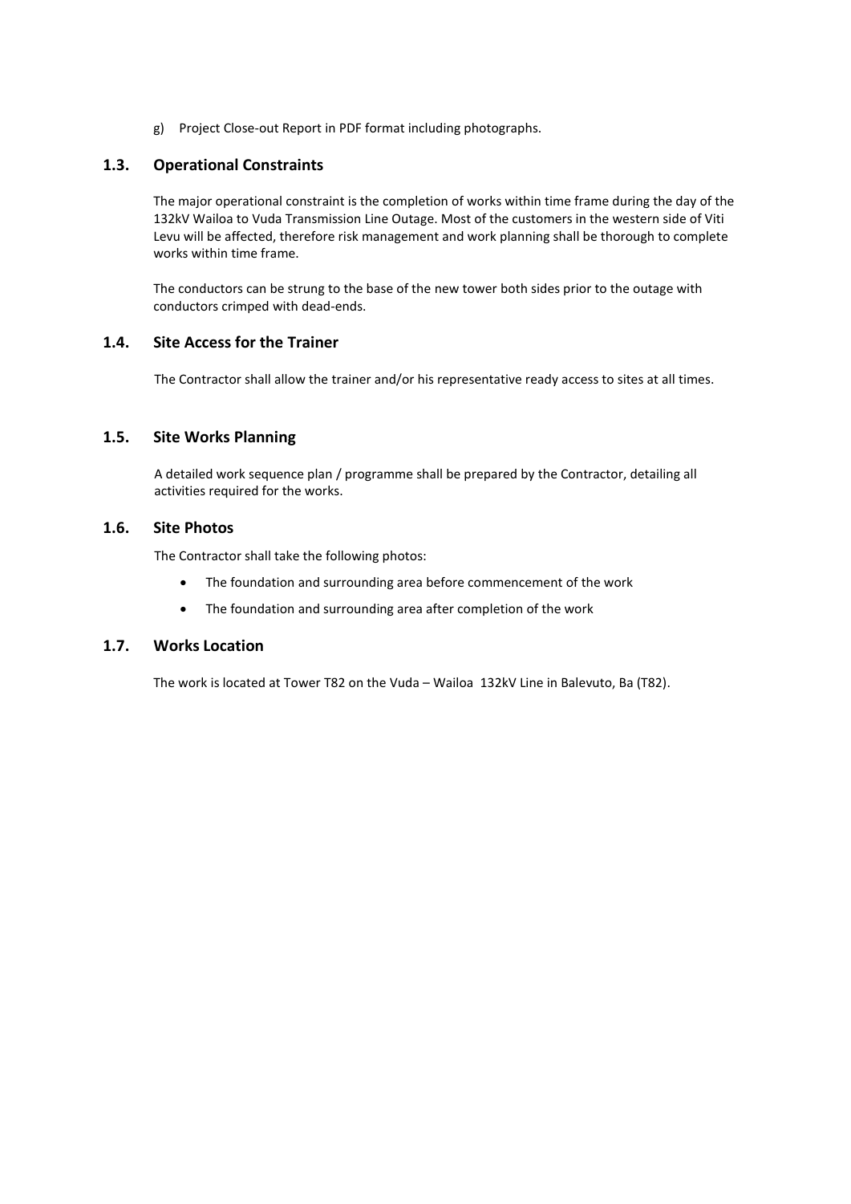g) Project Close-out Report in PDF format including photographs.

## 1.3. Operational Constraints

The major operational constraint is the completion of works within time frame during the day of the 132kV Wailoa to Vuda Transmission Line Outage. Most of the customers in the western side of Viti Levu will be affected, therefore risk management and work planning shall be thorough to complete works within time frame.

The conductors can be strung to the base of the new tower both sides prior to the outage with conductors crimped with dead-ends.

## 1.4. Site Access for the Trainer

The Contractor shall allow the trainer and/or his representative ready access to sites at all times.

## 1.5. Site Works Planning

A detailed work sequence plan / programme shall be prepared by the Contractor, detailing all activities required for the works.

## 1.6. Site Photos

The Contractor shall take the following photos:

- The foundation and surrounding area before commencement of the work
- The foundation and surrounding area after completion of the work

## 1.7. Works Location

The work is located at Tower T82 on the Vuda – Wailoa 132kV Line in Balevuto, Ba (T82).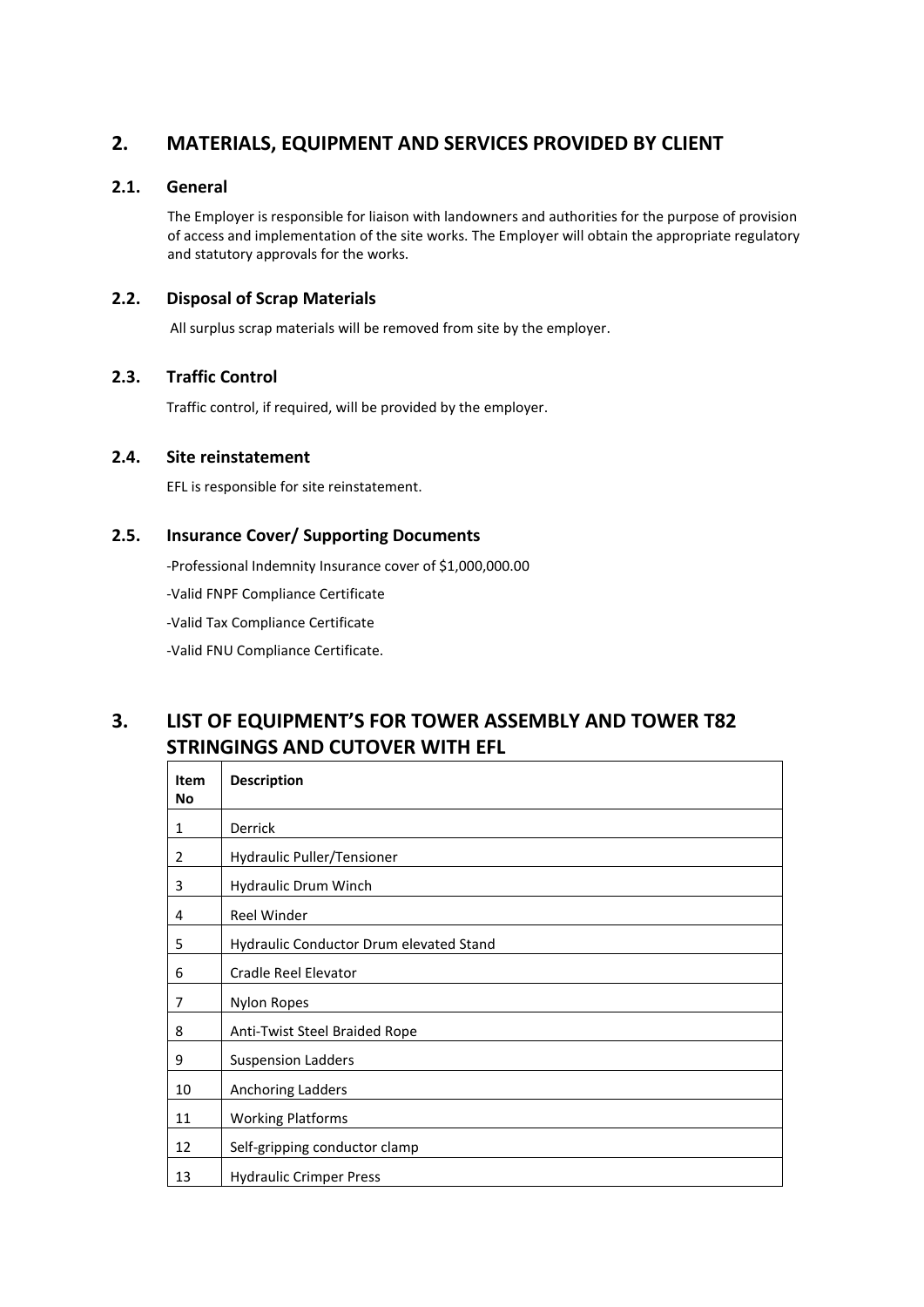## 2. MATERIALS, EQUIPMENT AND SERVICES PROVIDED BY CLIENT

### 2.1. General

The Employer is responsible for liaison with landowners and authorities for the purpose of provision of access and implementation of the site works. The Employer will obtain the appropriate regulatory and statutory approvals for the works.

### 2.2. Disposal of Scrap Materials

All surplus scrap materials will be removed from site by the employer.

### 2.3. Traffic Control

Traffic control, if required, will be provided by the employer.

### 2.4. Site reinstatement

EFL is responsible for site reinstatement.

### 2.5. Insurance Cover/ Supporting Documents

-Professional Indemnity Insurance cover of $1,000,000.00

-Valid FNPF Compliance Certificate

-Valid Tax Compliance Certificate

-Valid FNU Compliance Certificate.

## 3. LIST OF EQUIPMENT'S FOR TOWER ASSEMBLY AND TOWER T82 STRINGINGS AND CUTOVER WITH EFL

| Item No | Description |
|---|---|
| 1 | Derrick |
| 2 | Hydraulic Puller/Tensioner |
| 3 | Hydraulic Drum Winch |
| 4 | Reel Winder |
| 5 | Hydraulic Conductor Drum elevated Stand |
| 6 | Cradle Reel Elevator |
| 7 | Nylon Ropes |
| 8 | Anti-Twist Steel Braided Rope |
| 9 | Suspension Ladders |
| 10 | Anchoring Ladders |
| 11 | Working Platforms |
| 12 | Self-gripping conductor clamp |
| 13 | Hydraulic Crimper Press |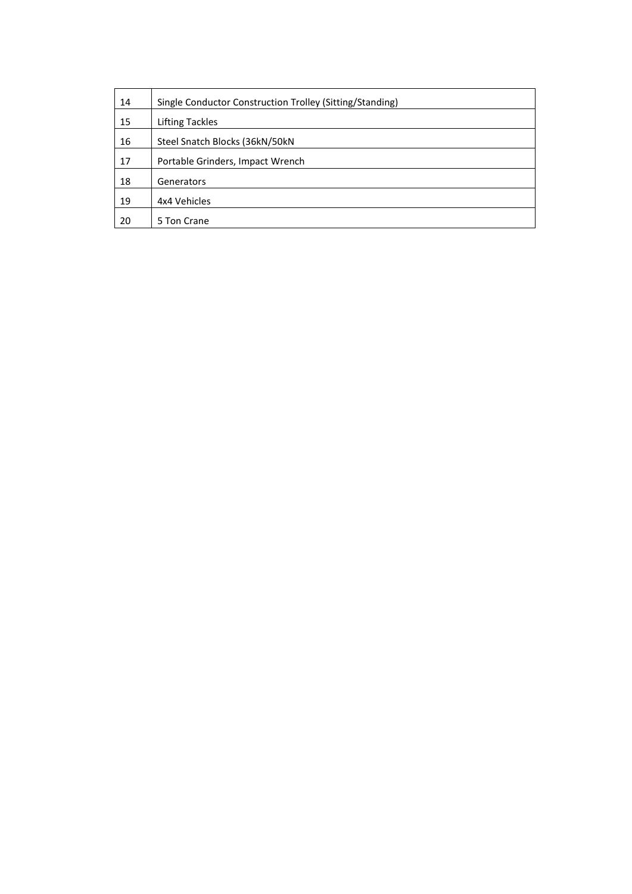| | |
|---|---|
| 14 | Single Conductor Construction Trolley (Sitting/Standing) |
| 15 | Lifting Tackles |
| 16 | Steel Snatch Blocks (36kN/50kN |
| 17 | Portable Grinders, Impact Wrench |
| 18 | Generators |
| 19 | 4x4 Vehicles |
| 20 | 5 Ton Crane |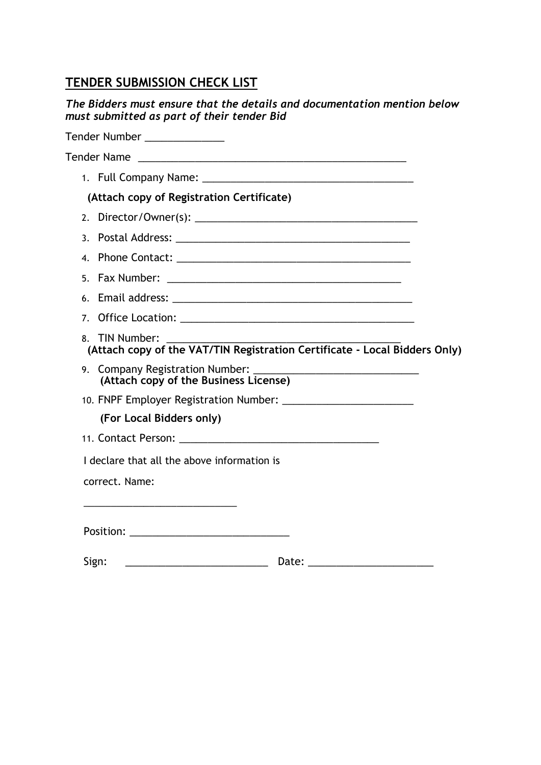## TENDER SUBMISSION CHECK LIST

***The Bidders must ensure that the details and documentation mention below must submitted as part of their tender Bid***

Tender Number _____________

Tender Name ______________________________________________

1. Full Company Name: ____________________________________

   **(Attach copy of Registration Certificate)**

2. Director/Owner(s): ______________________________________
3. Postal Address: ________________________________________
4. Phone Contact: ________________________________________
5. Fax Number: __________________________________________
6. Email address: ________________________________________
7. Office Location: _______________________________________
8. TIN Number: __________________________________________

   **(Attach copy of the VAT/TIN Registration Certificate - Local Bidders Only)**

9. Company Registration Number: ___________________________

   **(Attach copy of the Business License)**

10. FNPF Employer Registration Number: ______________________

    **(For Local Bidders only)**

11. Contact Person: _____________________________________

I declare that all the above information is correct. Name:

___________________________

Position: ___________________________

Sign: ________________________ Date: ______________________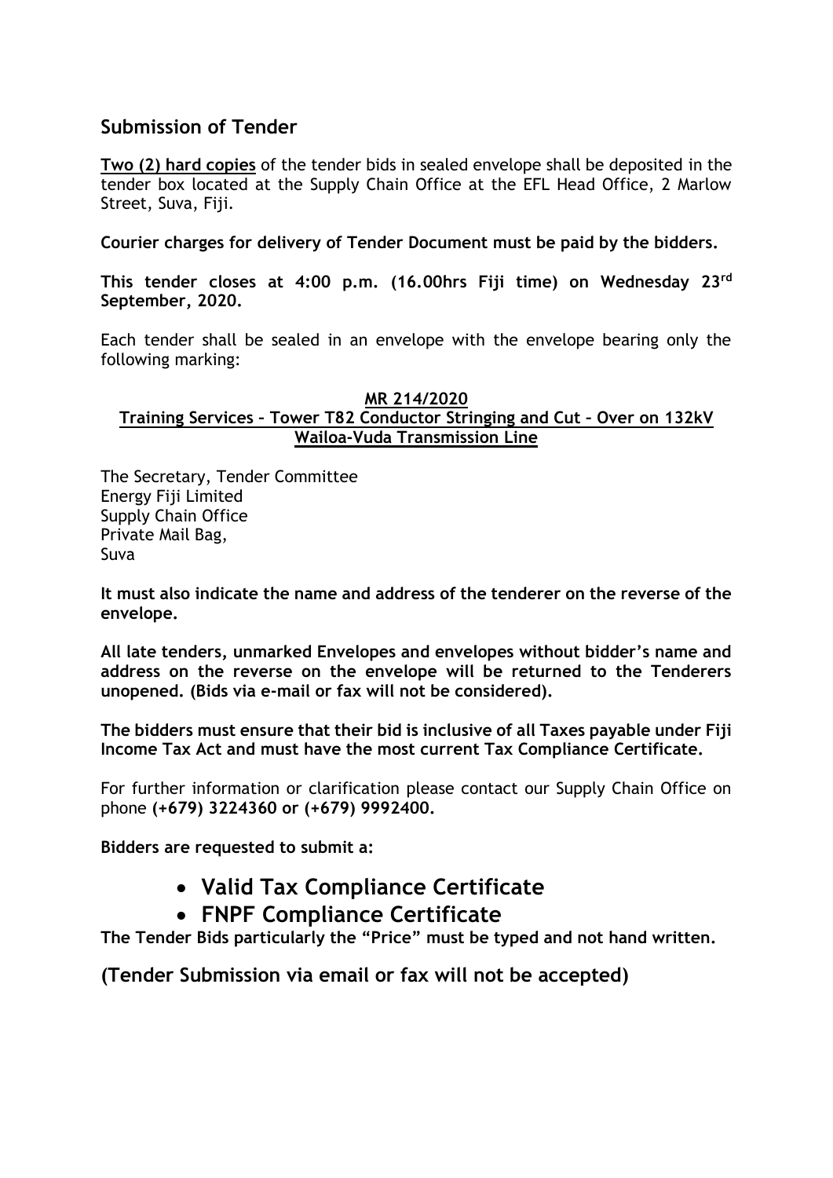## Submission of Tender

**Two (2) hard copies** of the tender bids in sealed envelope shall be deposited in the tender box located at the Supply Chain Office at the EFL Head Office, 2 Marlow Street, Suva, Fiji.

**Courier charges for delivery of Tender Document must be paid by the bidders.**

**This tender closes at 4:00 p.m. (16.00hrs Fiji time) on Wednesday 23rd September, 2020.**

Each tender shall be sealed in an envelope with the envelope bearing only the following marking:

**MR 214/2020**
**Training Services – Tower T82 Conductor Stringing and Cut – Over on 132kV Wailoa-Vuda Transmission Line**

The Secretary, Tender Committee
Energy Fiji Limited
Supply Chain Office
Private Mail Bag,
Suva

**It must also indicate the name and address of the tenderer on the reverse of the envelope.**

**All late tenders, unmarked Envelopes and envelopes without bidder's name and address on the reverse on the envelope will be returned to the Tenderers unopened. (Bids via e-mail or fax will not be considered).**

**The bidders must ensure that their bid is inclusive of all Taxes payable under Fiji Income Tax Act and must have the most current Tax Compliance Certificate.**

For further information or clarification please contact our Supply Chain Office on phone **(+679) 3224360 or (+679) 9992400.**

**Bidders are requested to submit a:**

- **Valid Tax Compliance Certificate**
- **FNPF Compliance Certificate**

**The Tender Bids particularly the "Price" must be typed and not hand written.**

**(Tender Submission via email or fax will not be accepted)**